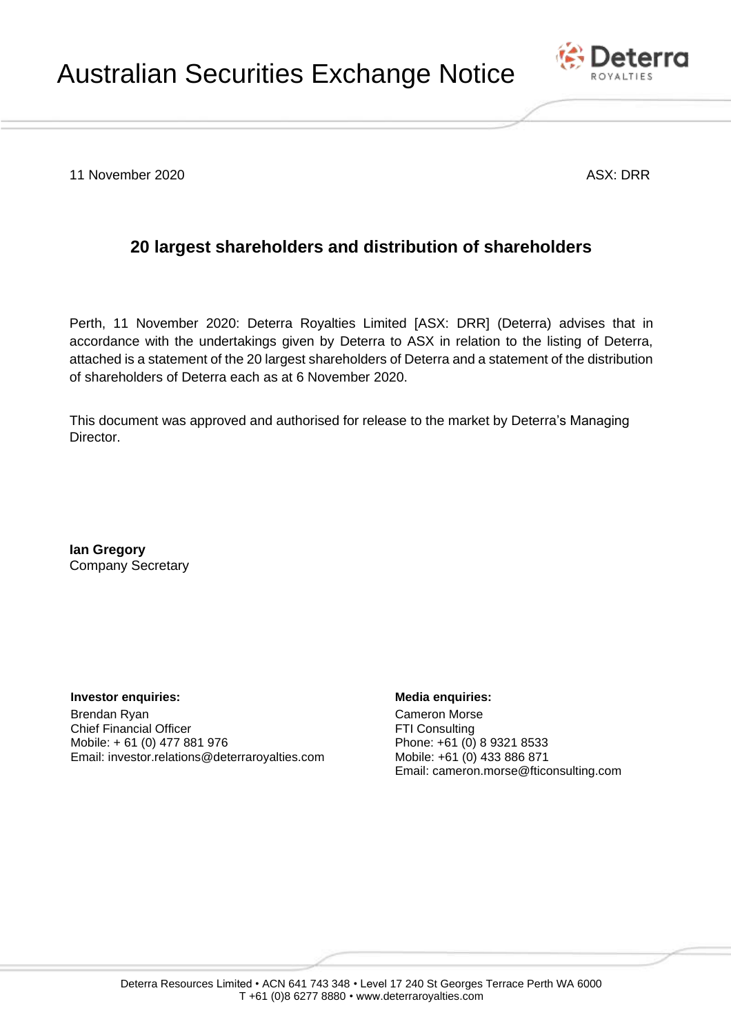# Australian Securities Exchange Notice

11 November 2020 ASX: DRR

## 20 largest shareholders and distribution of shareholders

Perth, 11 November 2020: Deterra Royalties Limited [ASX: DRR] (Deterra) advises that in accordance with the undertakings given by Deterra to ASX in relation to the listing of Deterra, attached is a statement of the 20 largest shareholders of Deterra and a statement of the distribution of shareholders of Deterra each as at 6 November 2020.

This document was approved and authorised for release to the market by Deterra's Managing Director.

**Ian Gregory**
Company Secretary

**Investor enquiries:**
Brendan Ryan
Chief Financial Officer
Mobile: + 61 (0) 477 881 976
Email: investor.relations@deterraroyalties.com

**Media enquiries:**
Cameron Morse
FTI Consulting
Phone: +61 (0) 8 9321 8533
Mobile: +61 (0) 433 886 871
Email: cameron.morse@fticonsulting.com

Deterra Resources Limited • ACN 641 743 348 • Level 17 240 St Georges Terrace Perth WA 6000
T +61 (0)8 6277 8880 • www.deterraroyalties.com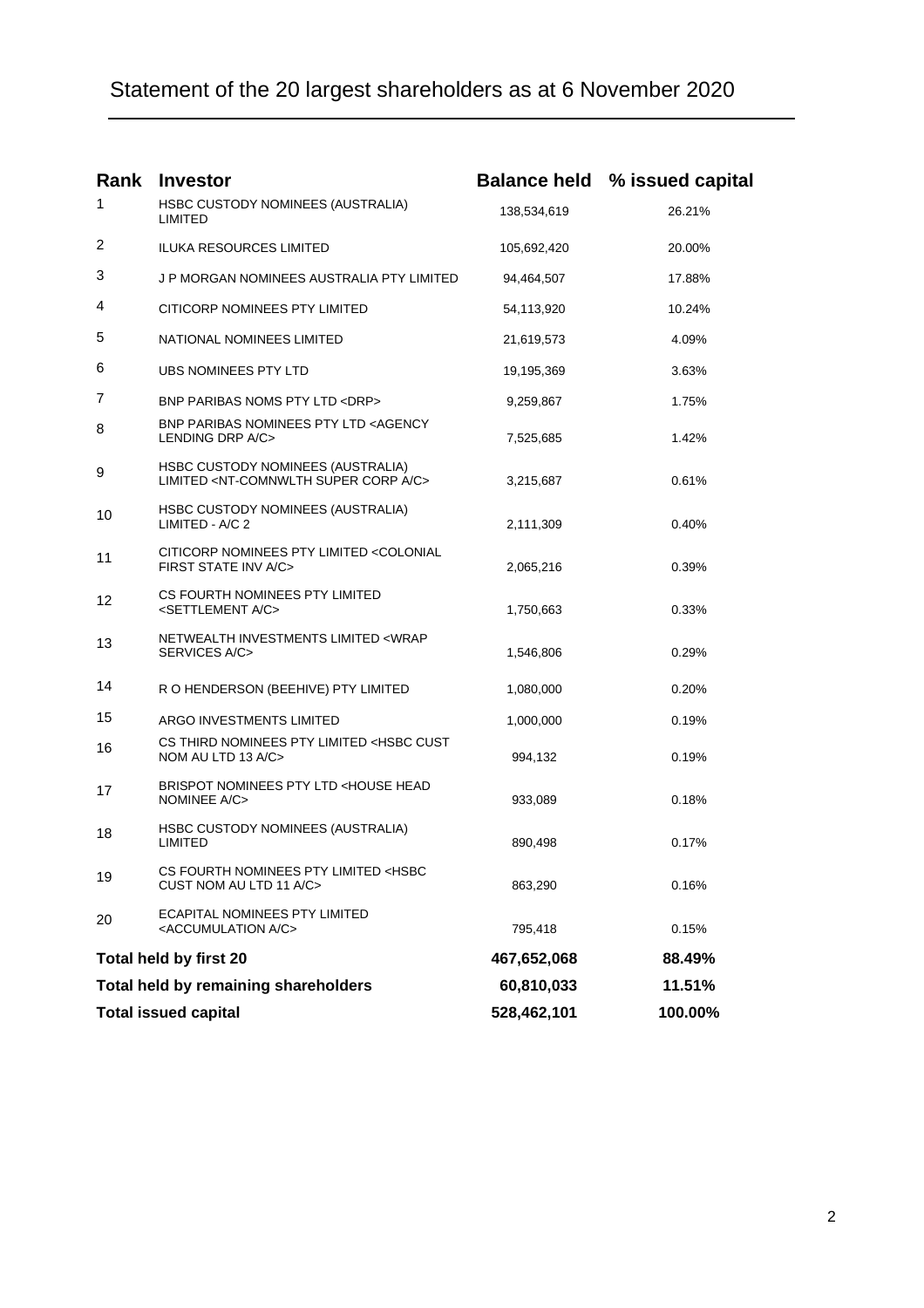# Statement of the 20 largest shareholders as at 6 November 2020

| Rank | Investor | Balance held | % issued capital |
| --- | --- | --- | --- |
| 1 | HSBC CUSTODY NOMINEES (AUSTRALIA) LIMITED | 138,534,619 | 26.21% |
| 2 | ILUKA RESOURCES LIMITED | 105,692,420 | 20.00% |
| 3 | J P MORGAN NOMINEES AUSTRALIA PTY LIMITED | 94,464,507 | 17.88% |
| 4 | CITICORP NOMINEES PTY LIMITED | 54,113,920 | 10.24% |
| 5 | NATIONAL NOMINEES LIMITED | 21,619,573 | 4.09% |
| 6 | UBS NOMINEES PTY LTD | 19,195,369 | 3.63% |
| 7 | BNP PARIBAS NOMS PTY LTD <DRP> | 9,259,867 | 1.75% |
| 8 | BNP PARIBAS NOMINEES PTY LTD <AGENCY LENDING DRP A/C> | 7,525,685 | 1.42% |
| 9 | HSBC CUSTODY NOMINEES (AUSTRALIA) LIMITED <NT-COMNWLTH SUPER CORP A/C> | 3,215,687 | 0.61% |
| 10 | HSBC CUSTODY NOMINEES (AUSTRALIA) LIMITED - A/C 2 | 2,111,309 | 0.40% |
| 11 | CITICORP NOMINEES PTY LIMITED <COLONIAL FIRST STATE INV A/C> | 2,065,216 | 0.39% |
| 12 | CS FOURTH NOMINEES PTY LIMITED <SETTLEMENT A/C> | 1,750,663 | 0.33% |
| 13 | NETWEALTH INVESTMENTS LIMITED <WRAP SERVICES A/C> | 1,546,806 | 0.29% |
| 14 | R O HENDERSON (BEEHIVE) PTY LIMITED | 1,080,000 | 0.20% |
| 15 | ARGO INVESTMENTS LIMITED | 1,000,000 | 0.19% |
| 16 | CS THIRD NOMINEES PTY LIMITED <HSBC CUST NOM AU LTD 13 A/C> | 994,132 | 0.19% |
| 17 | BRISPOT NOMINEES PTY LTD <HOUSE HEAD NOMINEE A/C> | 933,089 | 0.18% |
| 18 | HSBC CUSTODY NOMINEES (AUSTRALIA) LIMITED | 890,498 | 0.17% |
| 19 | CS FOURTH NOMINEES PTY LIMITED <HSBC CUST NOM AU LTD 11 A/C> | 863,290 | 0.16% |
| 20 | ECAPITAL NOMINEES PTY LIMITED <ACCUMULATION A/C> | 795,418 | 0.15% |
| **Total held by first 20** | | **467,652,068** | **88.49%** |
| **Total held by remaining shareholders** | | **60,810,033** | **11.51%** |
| **Total issued capital** | | **528,462,101** | **100.00%** |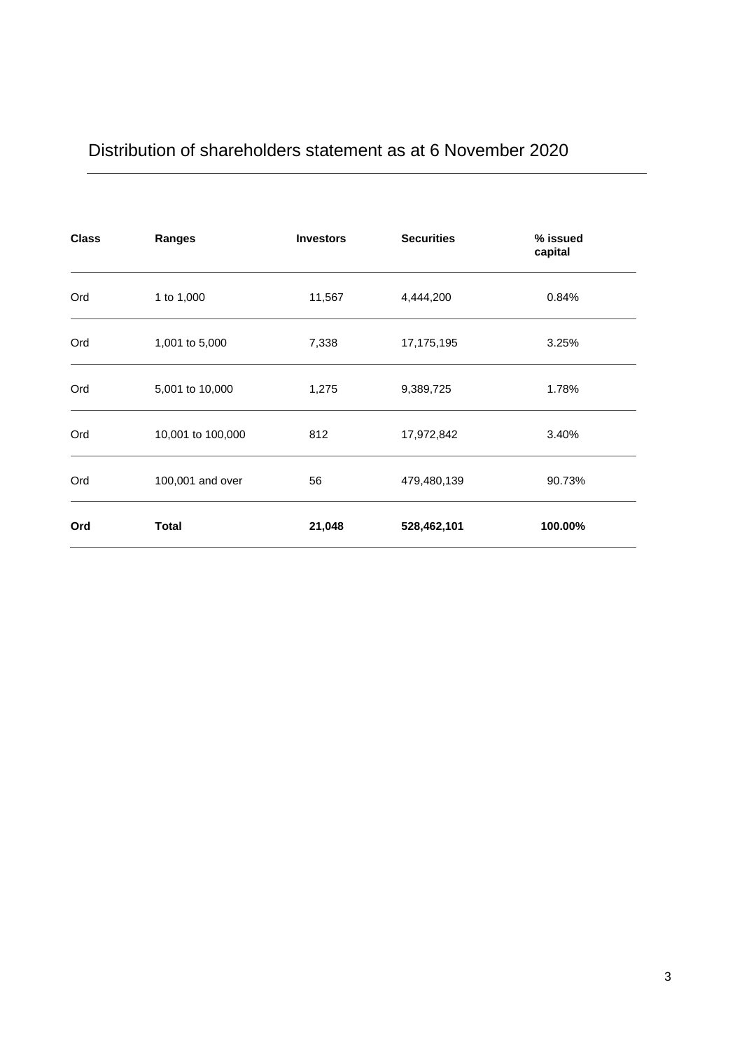# Distribution of shareholders statement as at 6 November 2020

| Class | Ranges | Investors | Securities | % issued capital |
|---|---|---|---|---|
| Ord | 1 to 1,000 | 11,567 | 4,444,200 | 0.84% |
| Ord | 1,001 to 5,000 | 7,338 | 17,175,195 | 3.25% |
| Ord | 5,001 to 10,000 | 1,275 | 9,389,725 | 1.78% |
| Ord | 10,001 to 100,000 | 812 | 17,972,842 | 3.40% |
| Ord | 100,001 and over | 56 | 479,480,139 | 90.73% |
| **Ord** | **Total** | **21,048** | **528,462,101** | **100.00%** |